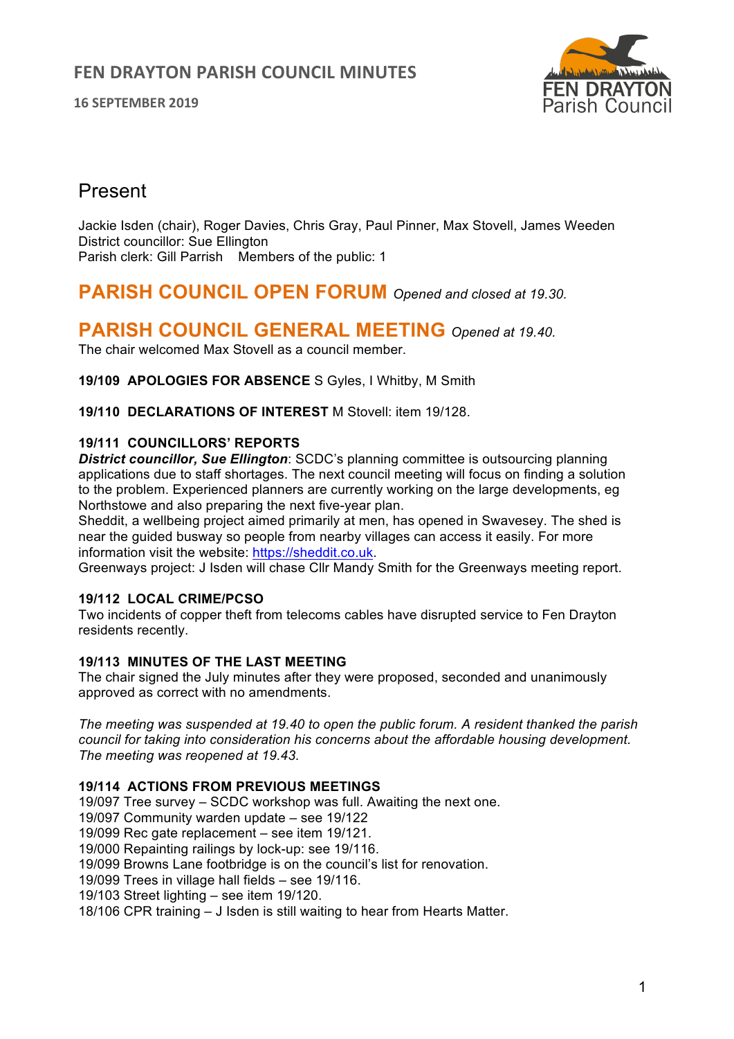# FEN DRAYTON PARISH COUNCIL MINUTES

**16 SEPTEMBER 2019**

## Present

Jackie Isden (chair), Roger Davies, Chris Gray, Paul Pinner, Max Stovell, James Weeden
District councillor: Sue Ellington
Parish clerk: Gill Parrish    Members of the public: 1

## PARISH COUNCIL OPEN FORUM *Opened and closed at 19.30.*

## PARISH COUNCIL GENERAL MEETING *Opened at 19.40.*

The chair welcomed Max Stovell as a council member.

**19/109 APOLOGIES FOR ABSENCE** S Gyles, I Whitby, M Smith

**19/110 DECLARATIONS OF INTEREST** M Stovell: item 19/128.

**19/111 COUNCILLORS' REPORTS**

***District councillor, Sue Ellington***: SCDC's planning committee is outsourcing planning applications due to staff shortages. The next council meeting will focus on finding a solution to the problem. Experienced planners are currently working on the large developments, eg Northstowe and also preparing the next five-year plan.

Sheddit, a wellbeing project aimed primarily at men, has opened in Swavesey. The shed is near the guided busway so people from nearby villages can access it easily. For more information visit the website: https://sheddit.co.uk.

Greenways project: J Isden will chase Cllr Mandy Smith for the Greenways meeting report.

**19/112 LOCAL CRIME/PCSO**

Two incidents of copper theft from telecoms cables have disrupted service to Fen Drayton residents recently.

**19/113 MINUTES OF THE LAST MEETING**

The chair signed the July minutes after they were proposed, seconded and unanimously approved as correct with no amendments.

*The meeting was suspended at 19.40 to open the public forum. A resident thanked the parish council for taking into consideration his concerns about the affordable housing development. The meeting was reopened at 19.43.*

**19/114 ACTIONS FROM PREVIOUS MEETINGS**

19/097 Tree survey – SCDC workshop was full. Awaiting the next one.
19/097 Community warden update – see 19/122
19/099 Rec gate replacement – see item 19/121.
19/000 Repainting railings by lock-up: see 19/116.
19/099 Browns Lane footbridge is on the council's list for renovation.
19/099 Trees in village hall fields – see 19/116.
19/103 Street lighting – see item 19/120.
18/106 CPR training – J Isden is still waiting to hear from Hearts Matter.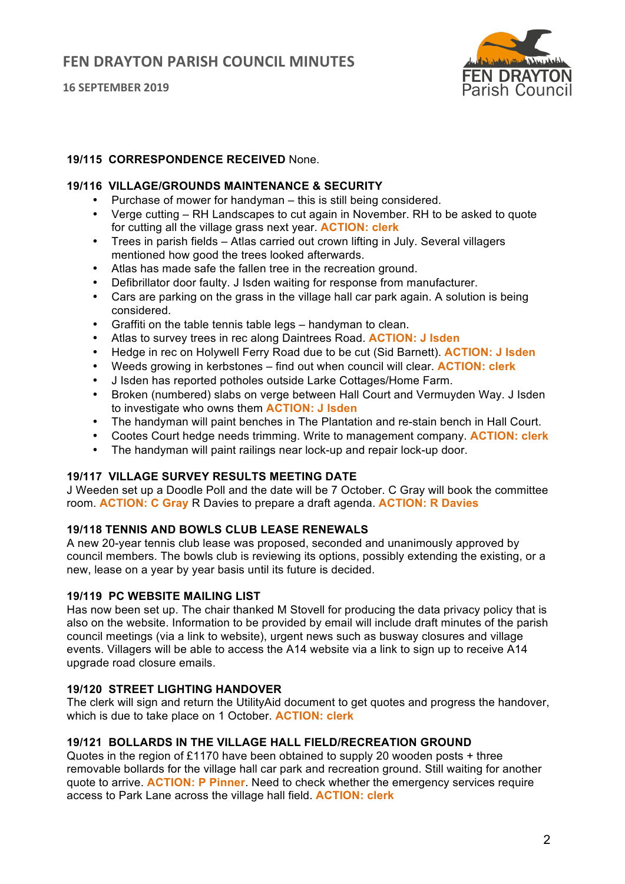**19/115 CORRESPONDENCE RECEIVED** None.

**19/116 VILLAGE/GROUNDS MAINTENANCE & SECURITY**

- Purchase of mower for handyman – this is still being considered.
- Verge cutting – RH Landscapes to cut again in November. RH to be asked to quote for cutting all the village grass next year. **ACTION: clerk**
- Trees in parish fields – Atlas carried out crown lifting in July. Several villagers mentioned how good the trees looked afterwards.
- Atlas has made safe the fallen tree in the recreation ground.
- Defibrillator door faulty. J Isden waiting for response from manufacturer.
- Cars are parking on the grass in the village hall car park again. A solution is being considered.
- Graffiti on the table tennis table legs – handyman to clean.
- Atlas to survey trees in rec along Daintrees Road. **ACTION: J Isden**
- Hedge in rec on Holywell Ferry Road due to be cut (Sid Barnett). **ACTION: J Isden**
- Weeds growing in kerbstones – find out when council will clear. **ACTION: clerk**
- J Isden has reported potholes outside Larke Cottages/Home Farm.
- Broken (numbered) slabs on verge between Hall Court and Vermuyden Way. J Isden to investigate who owns them **ACTION: J Isden**
- The handyman will paint benches in The Plantation and re-stain bench in Hall Court.
- Cootes Court hedge needs trimming. Write to management company. **ACTION: clerk**
- The handyman will paint railings near lock-up and repair lock-up door.

**19/117 VILLAGE SURVEY RESULTS MEETING DATE**

J Weeden set up a Doodle Poll and the date will be 7 October. C Gray will book the committee room. **ACTION: C Gray** R Davies to prepare a draft agenda. **ACTION: R Davies**

**19/118 TENNIS AND BOWLS CLUB LEASE RENEWALS**

A new 20-year tennis club lease was proposed, seconded and unanimously approved by council members. The bowls club is reviewing its options, possibly extending the existing, or a new, lease on a year by year basis until its future is decided.

**19/119 PC WEBSITE MAILING LIST**

Has now been set up. The chair thanked M Stovell for producing the data privacy policy that is also on the website. Information to be provided by email will include draft minutes of the parish council meetings (via a link to website), urgent news such as busway closures and village events. Villagers will be able to access the A14 website via a link to sign up to receive A14 upgrade road closure emails.

**19/120 STREET LIGHTING HANDOVER**

The clerk will sign and return the UtilityAid document to get quotes and progress the handover, which is due to take place on 1 October. **ACTION: clerk**

**19/121 BOLLARDS IN THE VILLAGE HALL FIELD/RECREATION GROUND**

Quotes in the region of £1170 have been obtained to supply 20 wooden posts + three removable bollards for the village hall car park and recreation ground. Still waiting for another quote to arrive. **ACTION: P Pinner**. Need to check whether the emergency services require access to Park Lane across the village hall field. **ACTION: clerk**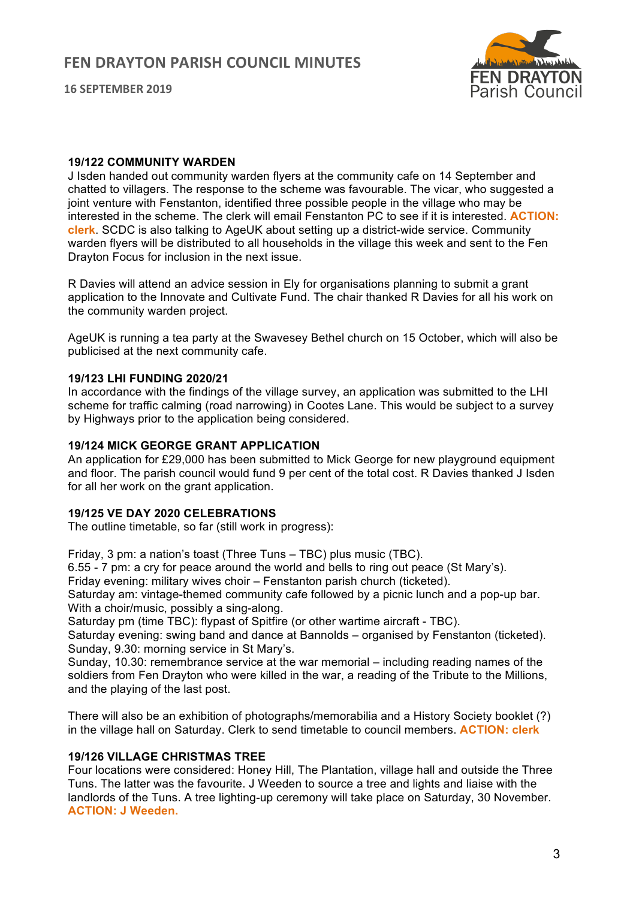### 19/122 COMMUNITY WARDEN

J Isden handed out community warden flyers at the community cafe on 14 September and chatted to villagers. The response to the scheme was favourable. The vicar, who suggested a joint venture with Fenstanton, identified three possible people in the village who may be interested in the scheme. The clerk will email Fenstanton PC to see if it is interested. **ACTION: clerk**. SCDC is also talking to AgeUK about setting up a district-wide service. Community warden flyers will be distributed to all households in the village this week and sent to the Fen Drayton Focus for inclusion in the next issue.

R Davies will attend an advice session in Ely for organisations planning to submit a grant application to the Innovate and Cultivate Fund. The chair thanked R Davies for all his work on the community warden project.

AgeUK is running a tea party at the Swavesey Bethel church on 15 October, which will also be publicised at the next community cafe.

### 19/123 LHI FUNDING 2020/21

In accordance with the findings of the village survey, an application was submitted to the LHI scheme for traffic calming (road narrowing) in Cootes Lane. This would be subject to a survey by Highways prior to the application being considered.

### 19/124 MICK GEORGE GRANT APPLICATION

An application for £29,000 has been submitted to Mick George for new playground equipment and floor. The parish council would fund 9 per cent of the total cost. R Davies thanked J Isden for all her work on the grant application.

### 19/125 VE DAY 2020 CELEBRATIONS

The outline timetable, so far (still work in progress):

Friday, 3 pm: a nation's toast (Three Tuns – TBC) plus music (TBC).
6.55 - 7 pm: a cry for peace around the world and bells to ring out peace (St Mary's).
Friday evening: military wives choir – Fenstanton parish church (ticketed).
Saturday am: vintage-themed community cafe followed by a picnic lunch and a pop-up bar. With a choir/music, possibly a sing-along.
Saturday pm (time TBC): flypast of Spitfire (or other wartime aircraft - TBC).
Saturday evening: swing band and dance at Bannolds – organised by Fenstanton (ticketed).
Sunday, 9.30: morning service in St Mary's.
Sunday, 10.30: remembrance service at the war memorial – including reading names of the soldiers from Fen Drayton who were killed in the war, a reading of the Tribute to the Millions, and the playing of the last post.

There will also be an exhibition of photographs/memorabilia and a History Society booklet (?) in the village hall on Saturday. Clerk to send timetable to council members. **ACTION: clerk**

### 19/126 VILLAGE CHRISTMAS TREE

Four locations were considered: Honey Hill, The Plantation, village hall and outside the Three Tuns. The latter was the favourite. J Weeden to source a tree and lights and liaise with the landlords of the Tuns. A tree lighting-up ceremony will take place on Saturday, 30 November. **ACTION: J Weeden.**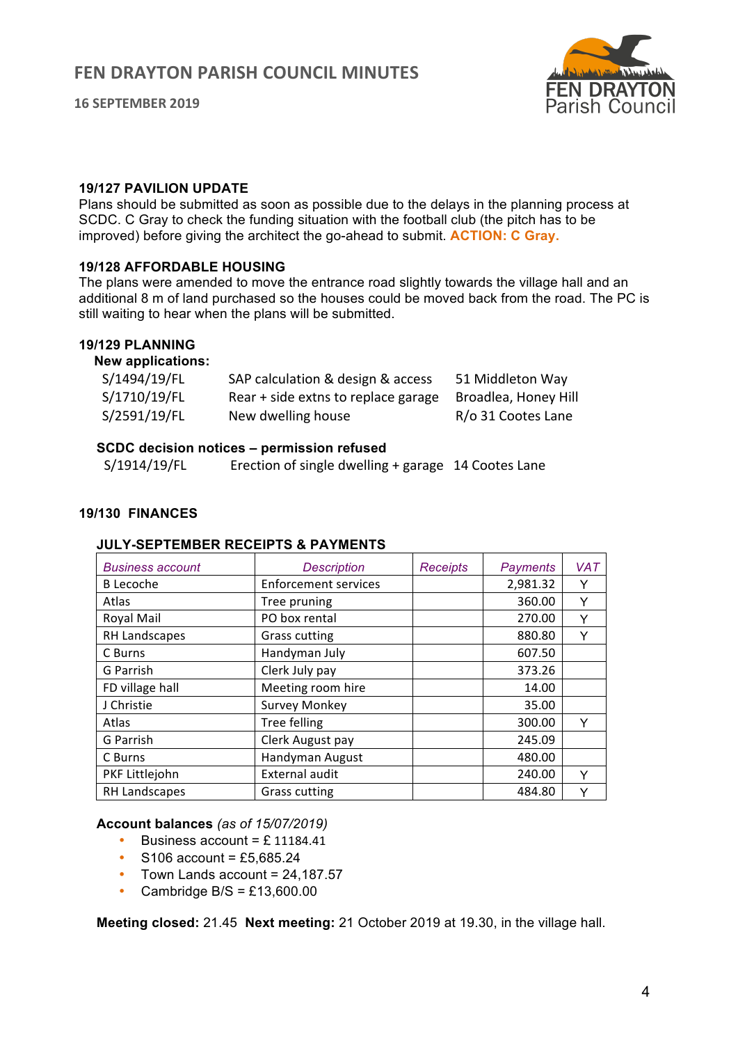### 19/127 PAVILION UPDATE

Plans should be submitted as soon as possible due to the delays in the planning process at SCDC. C Gray to check the funding situation with the football club (the pitch has to be improved) before giving the architect the go-ahead to submit. **ACTION: C Gray.**

### 19/128 AFFORDABLE HOUSING

The plans were amended to move the entrance road slightly towards the village hall and an additional 8 m of land purchased so the houses could be moved back from the road. The PC is still waiting to hear when the plans will be submitted.

### 19/129 PLANNING

**New applications:**

| | | |
|---|---|---|
| S/1494/19/FL | SAP calculation & design & access | 51 Middleton Way |
| S/1710/19/FL | Rear + side extns to replace garage | Broadlea, Honey Hill |
| S/2591/19/FL | New dwelling house | R/o 31 Cootes Lane |

**SCDC decision notices – permission refused**

| | | |
|---|---|---|
| S/1914/19/FL | Erection of single dwelling + garage | 14 Cootes Lane |

### 19/130 FINANCES

**JULY-SEPTEMBER RECEIPTS & PAYMENTS**

| *Business account* | *Description* | *Receipts* | *Payments* | *VAT* |
|---|---|---|---|---|
| B Lecoche | Enforcement services | | 2,981.32 | Y |
| Atlas | Tree pruning | | 360.00 | Y |
| Royal Mail | PO box rental | | 270.00 | Y |
| RH Landscapes | Grass cutting | | 880.80 | Y |
| C Burns | Handyman July | | 607.50 | |
| G Parrish | Clerk July pay | | 373.26 | |
| FD village hall | Meeting room hire | | 14.00 | |
| J Christie | Survey Monkey | | 35.00 | |
| Atlas | Tree felling | | 300.00 | Y |
| G Parrish | Clerk August pay | | 245.09 | |
| C Burns | Handyman August | | 480.00 | |
| PKF Littlejohn | External audit | | 240.00 | Y |
| RH Landscapes | Grass cutting | | 484.80 | Y |

**Account balances** *(as of 15/07/2019)*

- Business account = £ 11184.41
- S106 account = £5,685.24
- Town Lands account = 24,187.57
- Cambridge B/S = £13,600.00

**Meeting closed:** 21.45 **Next meeting:** 21 October 2019 at 19.30, in the village hall.